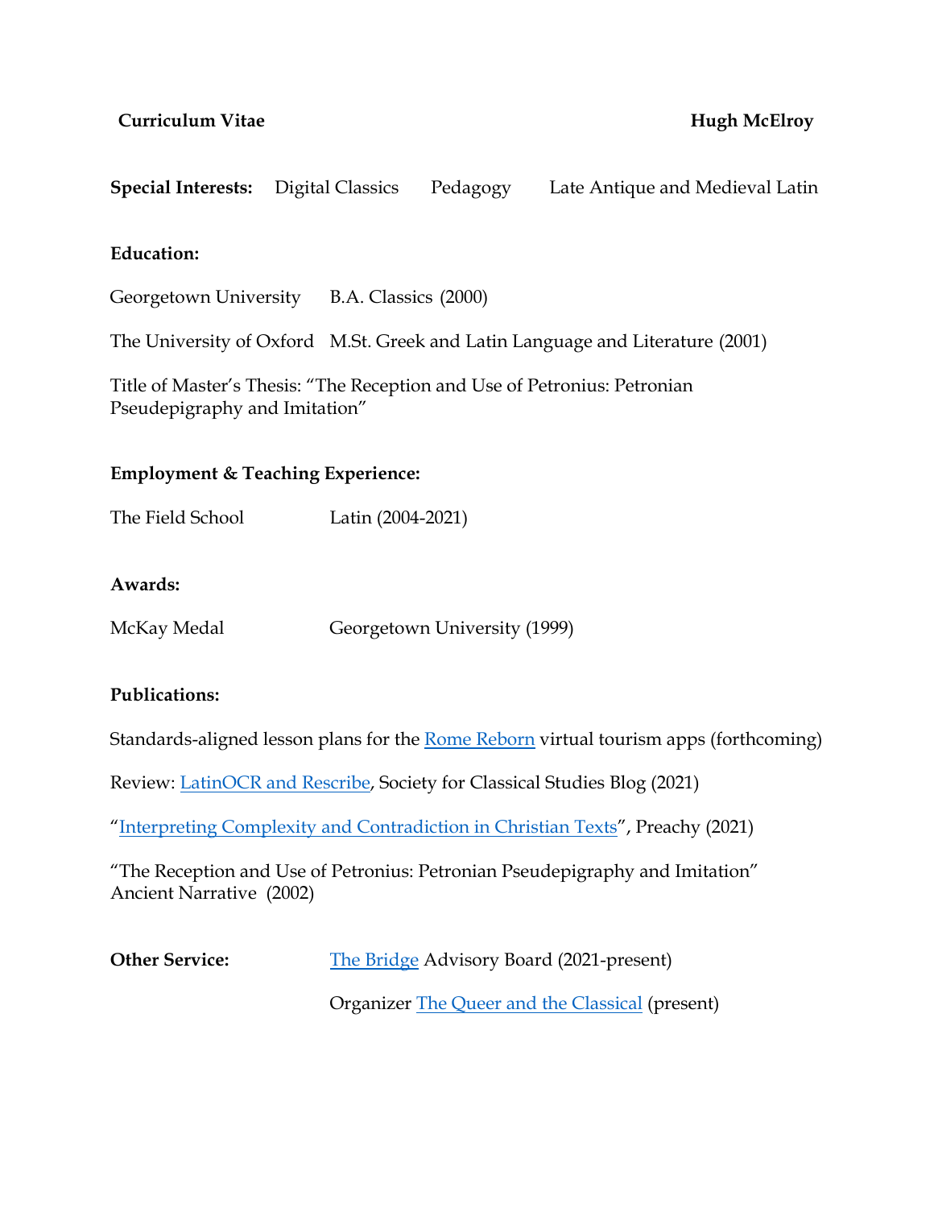**Curriculum Vitae** **Hugh McElroy**

**Special Interests:** Digital Classics Pedagogy Late Antique and Medieval Latin

**Education:**

Georgetown University B.A. Classics (2000)

The University of Oxford M.St. Greek and Latin Language and Literature (2001)

Title of Master's Thesis: "The Reception and Use of Petronius: Petronian Pseudepigraphy and Imitation"

**Employment & Teaching Experience:**

The Field School Latin (2004-2021)

**Awards:**

McKay Medal Georgetown University (1999)

**Publications:**

Standards-aligned lesson plans for the Rome Reborn virtual tourism apps (forthcoming)

Review: LatinOCR and Rescribe, Society for Classical Studies Blog (2021)

"Interpreting Complexity and Contradiction in Christian Texts", Preachy (2021)

"The Reception and Use of Petronius: Petronian Pseudepigraphy and Imitation" Ancient Narrative (2002)

**Other Service:** The Bridge Advisory Board (2021-present)

Organizer The Queer and the Classical (present)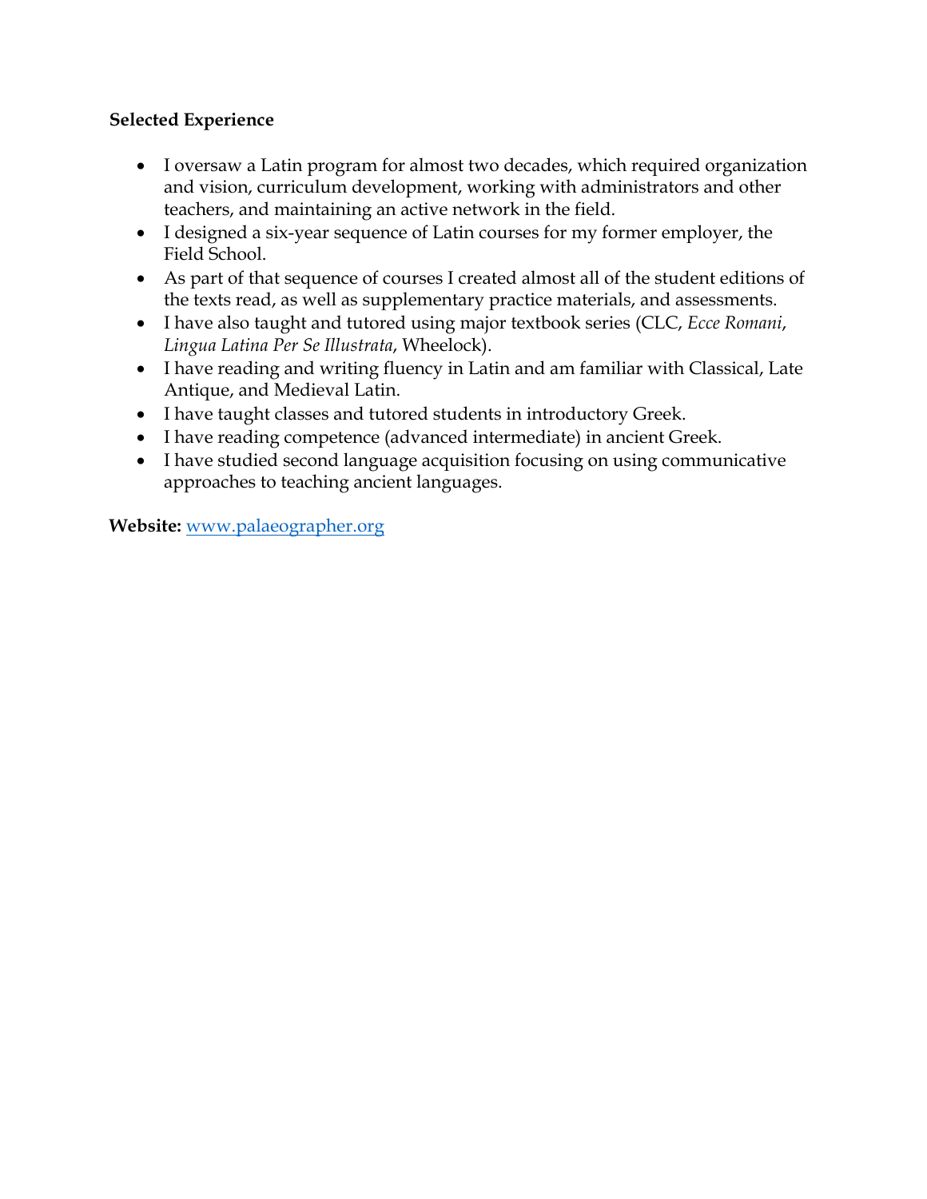**Selected Experience**

- I oversaw a Latin program for almost two decades, which required organization and vision, curriculum development, working with administrators and other teachers, and maintaining an active network in the field.
- I designed a six-year sequence of Latin courses for my former employer, the Field School.
- As part of that sequence of courses I created almost all of the student editions of the texts read, as well as supplementary practice materials, and assessments.
- I have also taught and tutored using major textbook series (CLC, *Ecce Romani*, *Lingua Latina Per Se Illustrata*, Wheelock).
- I have reading and writing fluency in Latin and am familiar with Classical, Late Antique, and Medieval Latin.
- I have taught classes and tutored students in introductory Greek.
- I have reading competence (advanced intermediate) in ancient Greek.
- I have studied second language acquisition focusing on using communicative approaches to teaching ancient languages.

**Website:** [www.palaeographer.org](http://www.palaeographer.org)